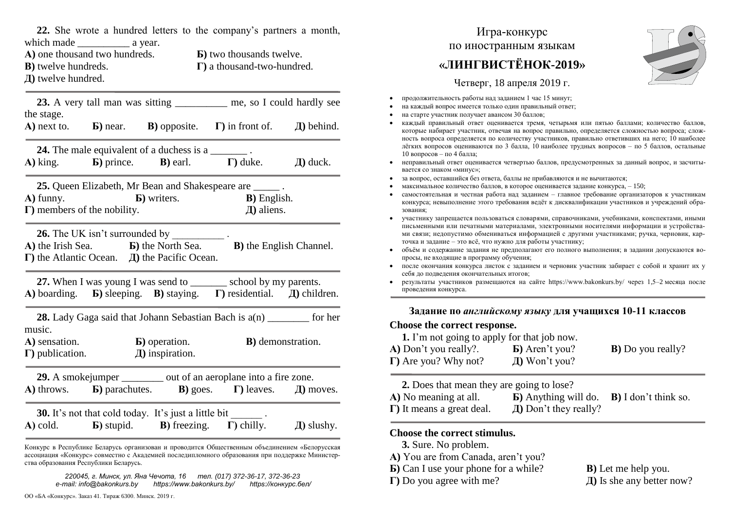Игра-конкурс
по иностранным языкам

# «ЛИНГВИСТЁНОК-2019»

Четверг, 18 апреля 2019 г.

- продолжительность работы над заданием 1 час 15 минут;
- на каждый вопрос имеется только один правильный ответ;
- на старте участник получает авансом 30 баллов;
- каждый правильный ответ оценивается тремя, четырьмя или пятью баллами; количество баллов, которые набирает участник, отвечая на вопрос правильно, определяется сложностью вопроса; сложность вопроса определяется по количеству участников, правильно ответивших на него; 10 наиболее лёгких вопросов оцениваются по 3 балла, 10 наиболее трудных вопросов – по 5 баллов, остальные 10 вопросов – по 4 балла;
- неправильный ответ оценивается четвертью баллов, предусмотренных за данный вопрос, и засчитывается со знаком «минус»;
- за вопрос, оставшийся без ответа, баллы не прибавляются и не вычитаются;
- максимальное количество баллов, в которое оценивается задание конкурса, – 150;
- самостоятельная и честная работа над заданием – главное требование организаторов к участникам конкурса; невыполнение этого требования ведёт к дисквалификации участников и учреждений образования;
- участнику запрещается пользоваться словарями, справочниками, учебниками, конспектами, иными письменными или печатными материалами, электронными носителями информации и устройствами связи; недопустимо обмениваться информацией с другими участниками; ручка, черновик, карточка и задание – это всё, что нужно для работы участнику;
- объём и содержание задания не предполагают его полного выполнения; в задании допускаются вопросы, не входящие в программу обучения;
- после окончания конкурса листок с заданием и черновик участник забирает с собой и хранит их у себя до подведения окончательных итогов;
- результаты участников размещаются на сайте https://www.bakonkurs.by/ через 1,5–2 месяца после проведения конкурса.

## Задание по *английскому языку* для учащихся 10-11 классов

**Choose the correct response.**

**1.** I'm not going to apply for that job now.
**А)** Don't you really?. **Б)** Aren't you? **В)** Do you really? **Г)** Are you? Why not? **Д)** Won't you?

**2.** Does that mean they are going to lose?
**А)** No meaning at all. **Б)** Anything will do. **В)** I don't think so. **Г)** It means a great deal. **Д)** Don't they really?

**Choose the correct stimulus.**

**3.** Sure. No problem.
**А)** You are from Canada, aren't you?
**Б)** Can I use your phone for a while?
**В)** Let me help you.
**Г)** Do you agree with me?
**Д)** Is she any better now?

**22.** She wrote a hundred letters to the company's partners a month, which made __________ a year.
**А)** one thousand two hundreds. **Б)** two thousands twelve. **В)** twelve hundreds. **Г)** a thousand-two-hundred. **Д)** twelve hundred.

**23.** A very tall man was sitting __________ me, so I could hardly see the stage.
**А)** next to. **Б)** near. **В)** opposite. **Г)** in front of. **Д)** behind.

**24.** The male equivalent of a duchess is a _______ .
**А)** king. **Б)** prince. **В)** earl. **Г)** duke. **Д)** duck.

**25.** Queen Elizabeth, Mr Bean and Shakespeare are _____ .
**А)** funny. **Б)** writers. **В)** English. **Г)** members of the nobility. **Д)** aliens.

**26.** The UK isn't surrounded by __________ .
**А)** the Irish Sea. **Б)** the North Sea. **В)** the English Channel. **Г)** the Atlantic Ocean. **Д)** the Pacific Ocean.

**27.** When I was young I was send to _______ school by my parents.
**А)** boarding. **Б)** sleeping. **В)** staying. **Г)** residential. **Д)** children.

**28.** Lady Gaga said that Johann Sebastian Bach is a(n) ________ for her music.
**А)** sensation. **Б)** operation. **В)** demonstration. **Г)** publication. **Д)** inspiration.

**29.** A smokejumper ________ out of an aeroplane into a fire zone.
**А)** throws. **Б)** parachutes. **В)** goes. **Г)** leaves. **Д)** moves.

**30.** It's not that cold today. It's just a little bit ______ .
**А)** cold. **Б)** stupid. **В)** freezing. **Г)** chilly. **Д)** slushy.

Конкурс в Республике Беларусь организован и проводится Общественным объединением «Белорусская ассоциация «Конкурс» совместно с Академией последипломного образования при поддержке Министерства образования Республики Беларусь.

*220045, г. Минск, ул. Яна Чечота, 16 тел. (017) 372-36-17, 372-36-23*
*e-mail: info@bakonkurs.by https://www.bakonkurs.by/ https://конкурс.бел/*

ОО «БА «Конкурс». Заказ 41. Тираж 6300. Минск. 2019 г.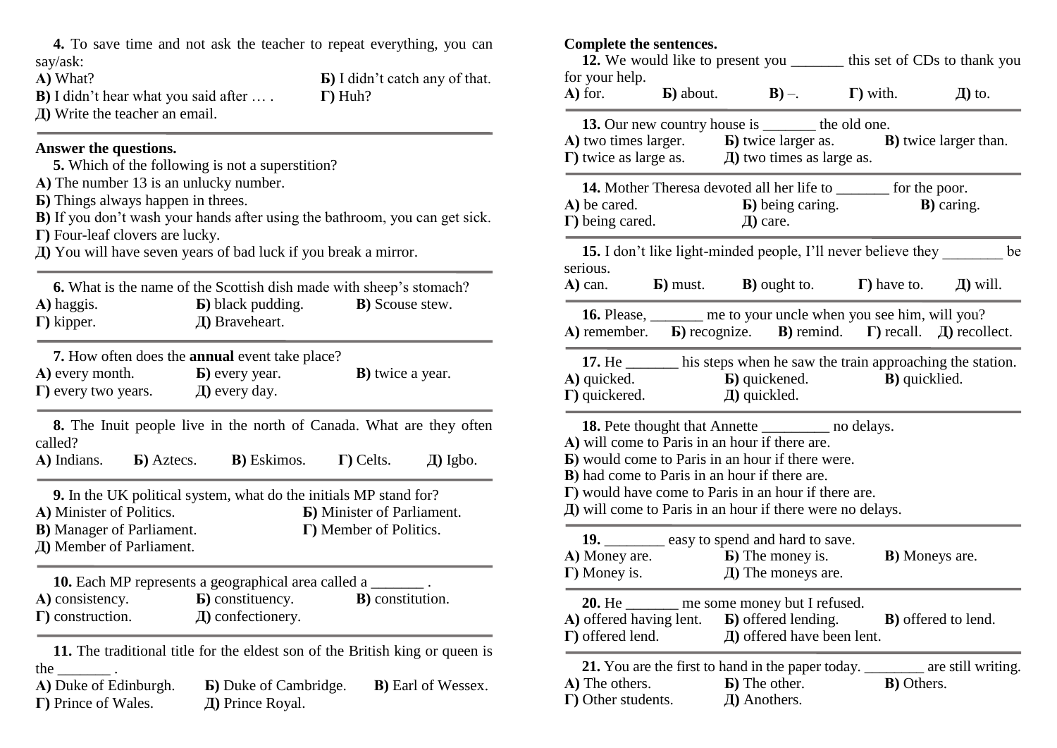**4.** To save time and not ask the teacher to repeat everything, you can say/ask:

**А)** What? **Б)** I didn't catch any of that.
**В)** I didn't hear what you said after … . **Г)** Huh?
**Д)** Write the teacher an email.

**Answer the questions.**

**5.** Which of the following is not a superstition?

**А)** The number 13 is an unlucky number.
**Б)** Things always happen in threes.
**В)** If you don't wash your hands after using the bathroom, you can get sick.
**Г)** Four-leaf clovers are lucky.
**Д)** You will have seven years of bad luck if you break a mirror.

**6.** What is the name of the Scottish dish made with sheep's stomach?

**А)** haggis. **Б)** black pudding. **В)** Scouse stew.
**Г)** kipper. **Д)** Braveheart.

**7.** How often does the **annual** event take place?

**А)** every month. **Б)** every year. **В)** twice a year.
**Г)** every two years. **Д)** every day.

**8.** The Inuit people live in the north of Canada. What are they often called?

**А)** Indians. **Б)** Aztecs. **В)** Eskimos. **Г)** Celts. **Д)** Igbo.

**9.** In the UK political system, what do the initials MP stand for?

**А)** Minister of Politics. **Б)** Minister of Parliament.
**В)** Manager of Parliament. **Г)** Member of Politics.
**Д)** Member of Parliament.

**10.** Each MP represents a geographical area called a _______ .

**А)** consistency. **Б)** constituency. **В)** constitution.
**Г)** construction. **Д)** confectionery.

**11.** The traditional title for the eldest son of the British king or queen is the _______ .

**А)** Duke of Edinburgh. **Б)** Duke of Cambridge. **В)** Earl of Wessex.
**Г)** Prince of Wales. **Д)** Prince Royal.

**Complete the sentences.**

**12.** We would like to present you _______ this set of CDs to thank you for your help.

**А)** for. **Б)** about. **В)** –. **Г)** with. **Д)** to.

**13.** Our new country house is _______ the old one.

**А)** two times larger. **Б)** twice larger as. **В)** twice larger than.
**Г)** twice as large as. **Д)** two times as large as.

**14.** Mother Theresa devoted all her life to _______ for the poor.

**А)** be cared. **Б)** being caring. **В)** caring.
**Г)** being cared. **Д)** care.

**15.** I don't like light-minded people, I'll never believe they ________ be serious.

**А)** can. **Б)** must. **В)** ought to. **Г)** have to. **Д)** will.

**16.** Please, _______ me to your uncle when you see him, will you?

**А)** remember. **Б)** recognize. **В)** remind. **Г)** recall. **Д)** recollect.

**17.** He _______ his steps when he saw the train approaching the station.

**А)** quicked. **Б)** quickened. **В)** quicklied.
**Г)** quickered. **Д)** quickled.

**18.** Pete thought that Annette _________ no delays.

**А)** will come to Paris in an hour if there are.
**Б)** would come to Paris in an hour if there were.
**В)** had come to Paris in an hour if there are.
**Г)** would have come to Paris in an hour if there are.
**Д)** will come to Paris in an hour if there were no delays.

**19.** ________ easy to spend and hard to save.

**А)** Money are. **Б)** The money is. **В)** Moneys are.
**Г)** Money is. **Д)** The moneys are.

**20.** He _______ me some money but I refused.

**А)** offered having lent. **Б)** offered lending. **В)** offered to lend.
**Г)** offered lend. **Д)** offered have been lent.

**21.** You are the first to hand in the paper today. ________ are still writing.

**А)** The others. **Б)** The other. **В)** Others.
**Г)** Other students. **Д)** Anothers.